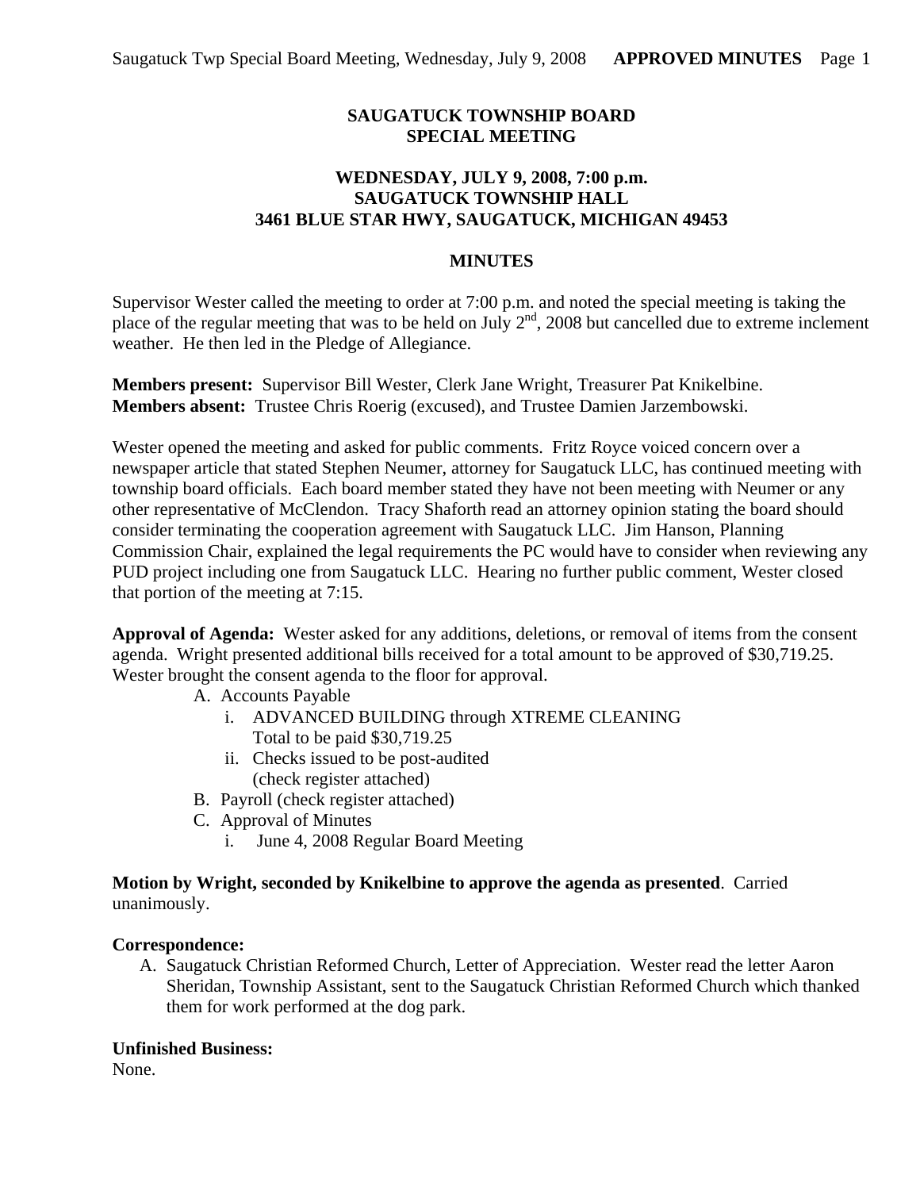# SAUGATUCK TOWNSHIP BOARD
# SPECIAL MEETING

## WEDNESDAY, JULY 9, 2008, 7:00 p.m.
## SAUGATUCK TOWNSHIP HALL
## 3461 BLUE STAR HWY, SAUGATUCK, MICHIGAN 49453

## MINUTES

Supervisor Wester called the meeting to order at 7:00 p.m. and noted the special meeting is taking the place of the regular meeting that was to be held on July 2nd, 2008 but cancelled due to extreme inclement weather. He then led in the Pledge of Allegiance.

**Members present:** Supervisor Bill Wester, Clerk Jane Wright, Treasurer Pat Knikelbine.
**Members absent:** Trustee Chris Roerig (excused), and Trustee Damien Jarzembowski.

Wester opened the meeting and asked for public comments. Fritz Royce voiced concern over a newspaper article that stated Stephen Neumer, attorney for Saugatuck LLC, has continued meeting with township board officials. Each board member stated they have not been meeting with Neumer or any other representative of McClendon. Tracy Shaforth read an attorney opinion stating the board should consider terminating the cooperation agreement with Saugatuck LLC. Jim Hanson, Planning Commission Chair, explained the legal requirements the PC would have to consider when reviewing any PUD project including one from Saugatuck LLC. Hearing no further public comment, Wester closed that portion of the meeting at 7:15.

**Approval of Agenda:** Wester asked for any additions, deletions, or removal of items from the consent agenda. Wright presented additional bills received for a total amount to be approved of $30,719.25. Wester brought the consent agenda to the floor for approval.

A. Accounts Payable
   i. ADVANCED BUILDING through XTREME CLEANING
      Total to be paid $30,719.25
   ii. Checks issued to be post-audited
      (check register attached)
B. Payroll (check register attached)
C. Approval of Minutes
   i. June 4, 2008 Regular Board Meeting

**Motion by Wright, seconded by Knikelbine to approve the agenda as presented**. Carried unanimously.

**Correspondence:**

A. Saugatuck Christian Reformed Church, Letter of Appreciation. Wester read the letter Aaron Sheridan, Township Assistant, sent to the Saugatuck Christian Reformed Church which thanked them for work performed at the dog park.

**Unfinished Business:**
None.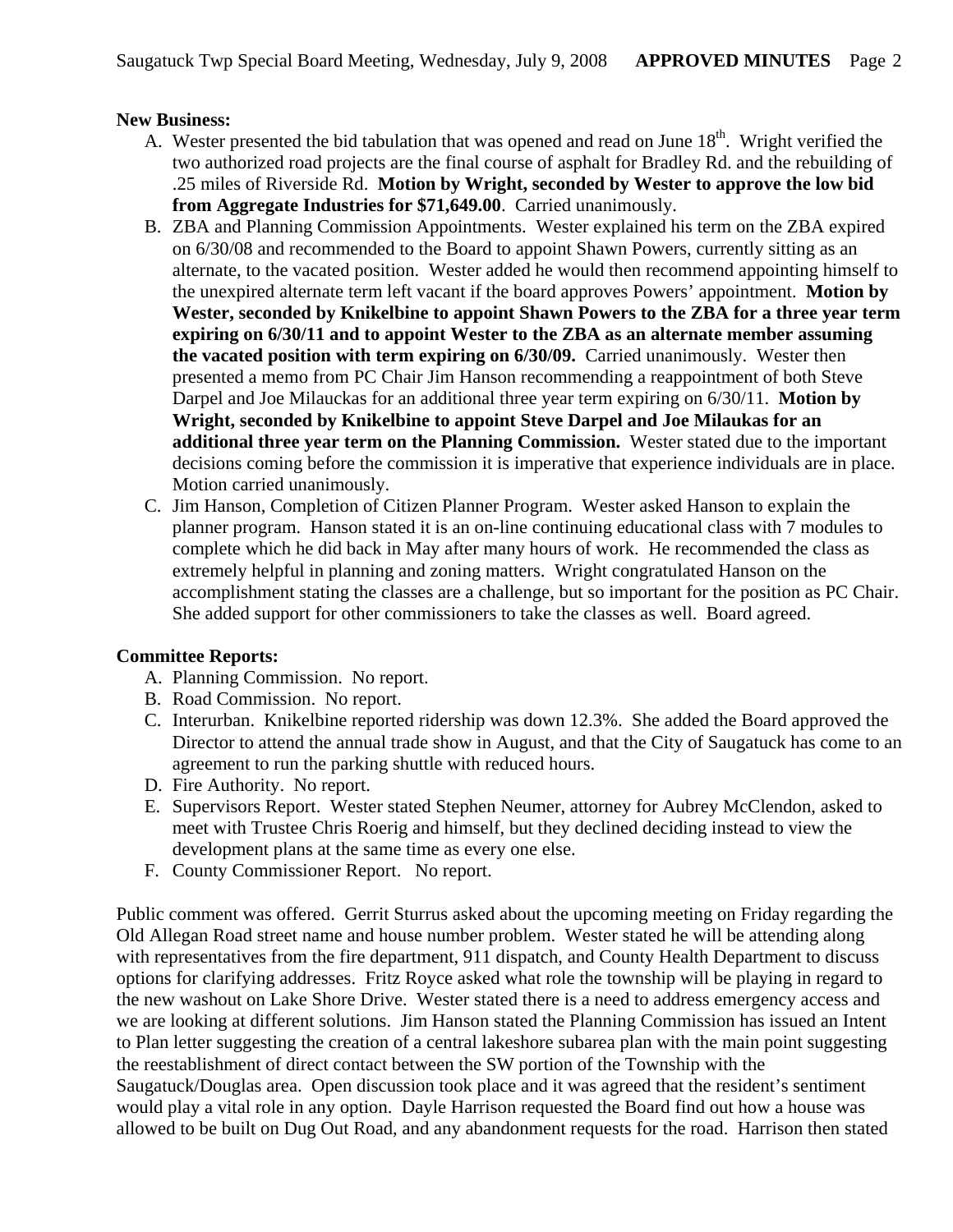**New Business:**

A. Wester presented the bid tabulation that was opened and read on June 18th. Wright verified the two authorized road projects are the final course of asphalt for Bradley Rd. and the rebuilding of .25 miles of Riverside Rd. **Motion by Wright, seconded by Wester to approve the low bid from Aggregate Industries for $71,649.00**. Carried unanimously.
B. ZBA and Planning Commission Appointments. Wester explained his term on the ZBA expired on 6/30/08 and recommended to the Board to appoint Shawn Powers, currently sitting as an alternate, to the vacated position. Wester added he would then recommend appointing himself to the unexpired alternate term left vacant if the board approves Powers' appointment. **Motion by Wester, seconded by Knikelbine to appoint Shawn Powers to the ZBA for a three year term expiring on 6/30/11 and to appoint Wester to the ZBA as an alternate member assuming the vacated position with term expiring on 6/30/09.** Carried unanimously. Wester then presented a memo from PC Chair Jim Hanson recommending a reappointment of both Steve Darpel and Joe Milauckas for an additional three year term expiring on 6/30/11. **Motion by Wright, seconded by Knikelbine to appoint Steve Darpel and Joe Milaukas for an additional three year term on the Planning Commission.** Wester stated due to the important decisions coming before the commission it is imperative that experience individuals are in place. Motion carried unanimously.
C. Jim Hanson, Completion of Citizen Planner Program. Wester asked Hanson to explain the planner program. Hanson stated it is an on-line continuing educational class with 7 modules to complete which he did back in May after many hours of work. He recommended the class as extremely helpful in planning and zoning matters. Wright congratulated Hanson on the accomplishment stating the classes are a challenge, but so important for the position as PC Chair. She added support for other commissioners to take the classes as well. Board agreed.

**Committee Reports:**

A. Planning Commission. No report.
B. Road Commission. No report.
C. Interurban. Knikelbine reported ridership was down 12.3%. She added the Board approved the Director to attend the annual trade show in August, and that the City of Saugatuck has come to an agreement to run the parking shuttle with reduced hours.
D. Fire Authority. No report.
E. Supervisors Report. Wester stated Stephen Neumer, attorney for Aubrey McClendon, asked to meet with Trustee Chris Roerig and himself, but they declined deciding instead to view the development plans at the same time as every one else.
F. County Commissioner Report. No report.

Public comment was offered. Gerrit Sturrus asked about the upcoming meeting on Friday regarding the Old Allegan Road street name and house number problem. Wester stated he will be attending along with representatives from the fire department, 911 dispatch, and County Health Department to discuss options for clarifying addresses. Fritz Royce asked what role the township will be playing in regard to the new washout on Lake Shore Drive. Wester stated there is a need to address emergency access and we are looking at different solutions. Jim Hanson stated the Planning Commission has issued an Intent to Plan letter suggesting the creation of a central lakeshore subarea plan with the main point suggesting the reestablishment of direct contact between the SW portion of the Township with the Saugatuck/Douglas area. Open discussion took place and it was agreed that the resident's sentiment would play a vital role in any option. Dayle Harrison requested the Board find out how a house was allowed to be built on Dug Out Road, and any abandonment requests for the road. Harrison then stated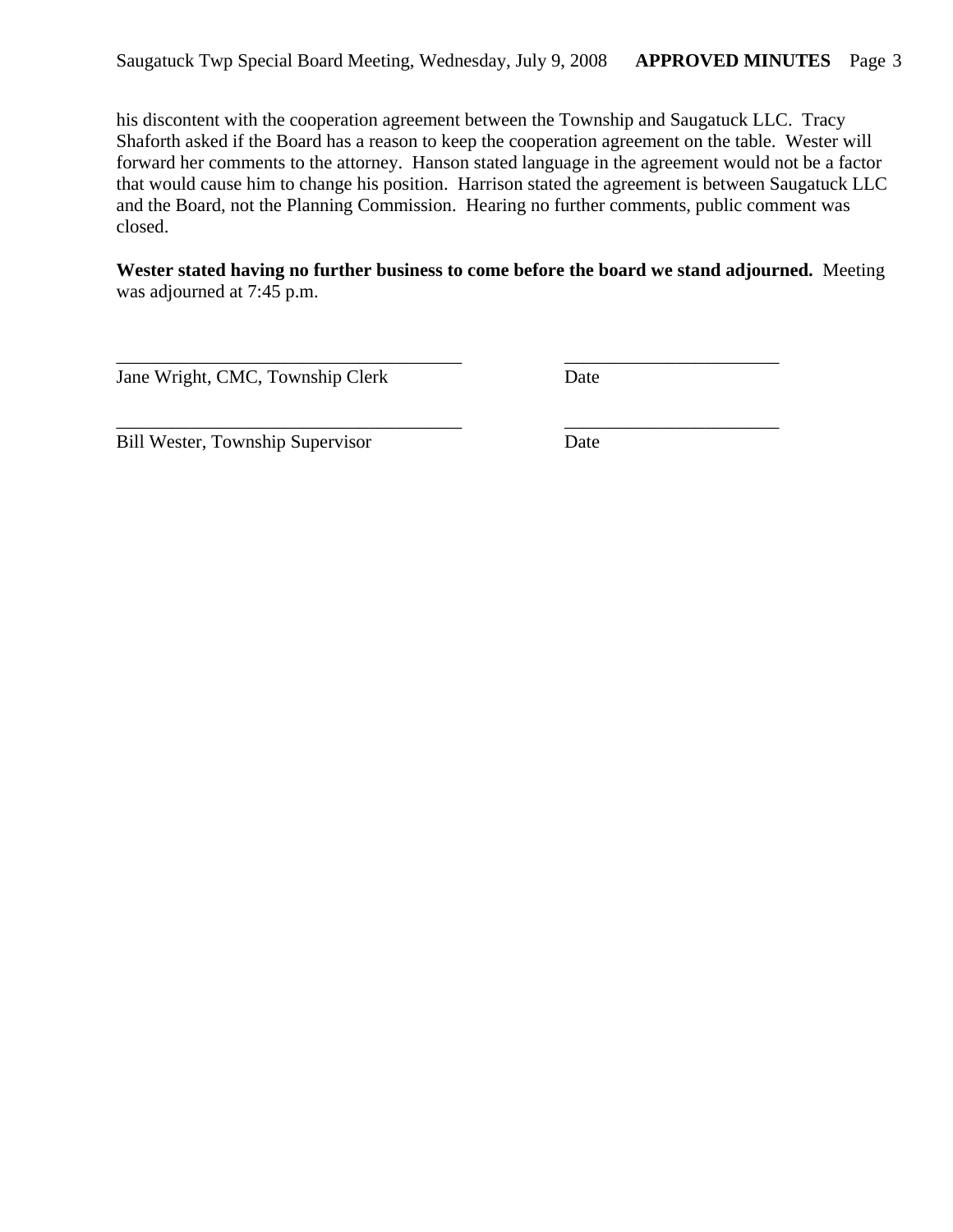his discontent with the cooperation agreement between the Township and Saugatuck LLC. Tracy Shaforth asked if the Board has a reason to keep the cooperation agreement on the table. Wester will forward her comments to the attorney. Hanson stated language in the agreement would not be a factor that would cause him to change his position. Harrison stated the agreement is between Saugatuck LLC and the Board, not the Planning Commission. Hearing no further comments, public comment was closed.

**Wester stated having no further business to come before the board we stand adjourned.** Meeting was adjourned at 7:45 p.m.

_____________________________________ _______________________

Jane Wright, CMC, Township Clerk Date

_____________________________________ _______________________

Bill Wester, Township Supervisor Date